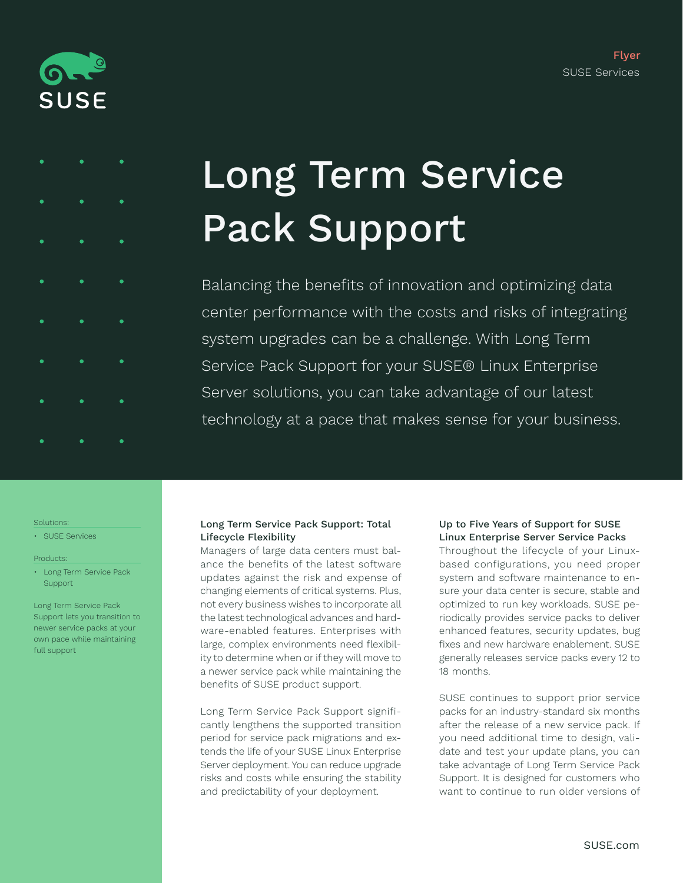Flyer
SUSE Services

# Long Term Service Pack Support

Balancing the benefits of innovation and optimizing data center performance with the costs and risks of integrating system upgrades can be a challenge. With Long Term Service Pack Support for your SUSE® Linux Enterprise Server solutions, you can take advantage of our latest technology at a pace that makes sense for your business.

Solutions:

- SUSE Services

Products:

- Long Term Service Pack Support

Long Term Service Pack Support lets you transition to newer service packs at your own pace while maintaining full support

## Long Term Service Pack Support: Total Lifecycle Flexibility

Managers of large data centers must balance the benefits of the latest software updates against the risk and expense of changing elements of critical systems. Plus, not every business wishes to incorporate all the latest technological advances and hardware-enabled features. Enterprises with large, complex environments need flexibility to determine when or if they will move to a newer service pack while maintaining the benefits of SUSE product support.

Long Term Service Pack Support significantly lengthens the supported transition period for service pack migrations and extends the life of your SUSE Linux Enterprise Server deployment. You can reduce upgrade risks and costs while ensuring the stability and predictability of your deployment.

## Up to Five Years of Support for SUSE Linux Enterprise Server Service Packs

Throughout the lifecycle of your Linux-based configurations, you need proper system and software maintenance to ensure your data center is secure, stable and optimized to run key workloads. SUSE periodically provides service packs to deliver enhanced features, security updates, bug fixes and new hardware enablement. SUSE generally releases service packs every 12 to 18 months.

SUSE continues to support prior service packs for an industry-standard six months after the release of a new service pack. If you need additional time to design, validate and test your update plans, you can take advantage of Long Term Service Pack Support. It is designed for customers who want to continue to run older versions of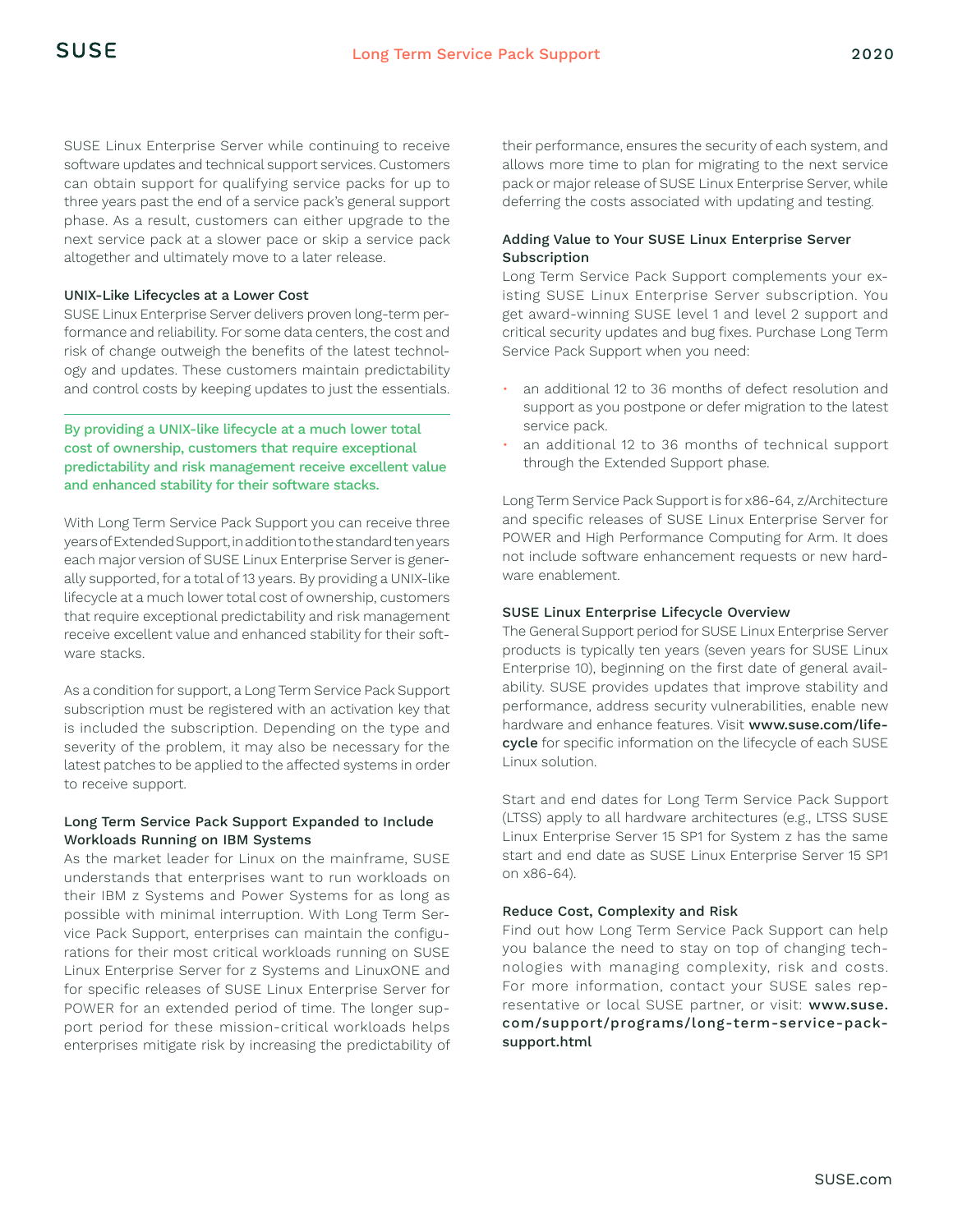SUSE Linux Enterprise Server while continuing to receive software updates and technical support services. Customers can obtain support for qualifying service packs for up to three years past the end of a service pack's general support phase. As a result, customers can either upgrade to the next service pack at a slower pace or skip a service pack altogether and ultimately move to a later release.

### UNIX-Like Lifecycles at a Lower Cost

SUSE Linux Enterprise Server delivers proven long-term performance and reliability. For some data centers, the cost and risk of change outweigh the benefits of the latest technology and updates. These customers maintain predictability and control costs by keeping updates to just the essentials.

> By providing a UNIX-like lifecycle at a much lower total cost of ownership, customers that require exceptional predictability and risk management receive excellent value and enhanced stability for their software stacks.

With Long Term Service Pack Support you can receive three years of Extended Support, in addition to the standard ten years each major version of SUSE Linux Enterprise Server is generally supported, for a total of 13 years. By providing a UNIX-like lifecycle at a much lower total cost of ownership, customers that require exceptional predictability and risk management receive excellent value and enhanced stability for their software stacks.

As a condition for support, a Long Term Service Pack Support subscription must be registered with an activation key that is included the subscription. Depending on the type and severity of the problem, it may also be necessary for the latest patches to be applied to the affected systems in order to receive support.

### Long Term Service Pack Support Expanded to Include Workloads Running on IBM Systems

As the market leader for Linux on the mainframe, SUSE understands that enterprises want to run workloads on their IBM z Systems and Power Systems for as long as possible with minimal interruption. With Long Term Service Pack Support, enterprises can maintain the configurations for their most critical workloads running on SUSE Linux Enterprise Server for z Systems and LinuxONE and for specific releases of SUSE Linux Enterprise Server for POWER for an extended period of time. The longer support period for these mission-critical workloads helps enterprises mitigate risk by increasing the predictability of their performance, ensures the security of each system, and allows more time to plan for migrating to the next service pack or major release of SUSE Linux Enterprise Server, while deferring the costs associated with updating and testing.

### Adding Value to Your SUSE Linux Enterprise Server Subscription

Long Term Service Pack Support complements your existing SUSE Linux Enterprise Server subscription. You get award-winning SUSE level 1 and level 2 support and critical security updates and bug fixes. Purchase Long Term Service Pack Support when you need:

- an additional 12 to 36 months of defect resolution and support as you postpone or defer migration to the latest service pack.
- an additional 12 to 36 months of technical support through the Extended Support phase.

Long Term Service Pack Support is for x86-64, z/Architecture and specific releases of SUSE Linux Enterprise Server for POWER and High Performance Computing for Arm. It does not include software enhancement requests or new hardware enablement.

### SUSE Linux Enterprise Lifecycle Overview

The General Support period for SUSE Linux Enterprise Server products is typically ten years (seven years for SUSE Linux Enterprise 10), beginning on the first date of general availability. SUSE provides updates that improve stability and performance, address security vulnerabilities, enable new hardware and enhance features. Visit **www.suse.com/lifecycle** for specific information on the lifecycle of each SUSE Linux solution.

Start and end dates for Long Term Service Pack Support (LTSS) apply to all hardware architectures (e.g., LTSS SUSE Linux Enterprise Server 15 SP1 for System z has the same start and end date as SUSE Linux Enterprise Server 15 SP1 on x86-64).

### Reduce Cost, Complexity and Risk

Find out how Long Term Service Pack Support can help you balance the need to stay on top of changing technologies with managing complexity, risk and costs. For more information, contact your SUSE sales representative or local SUSE partner, or visit: **www.suse.com/support/programs/long-term-service-pack-support.html**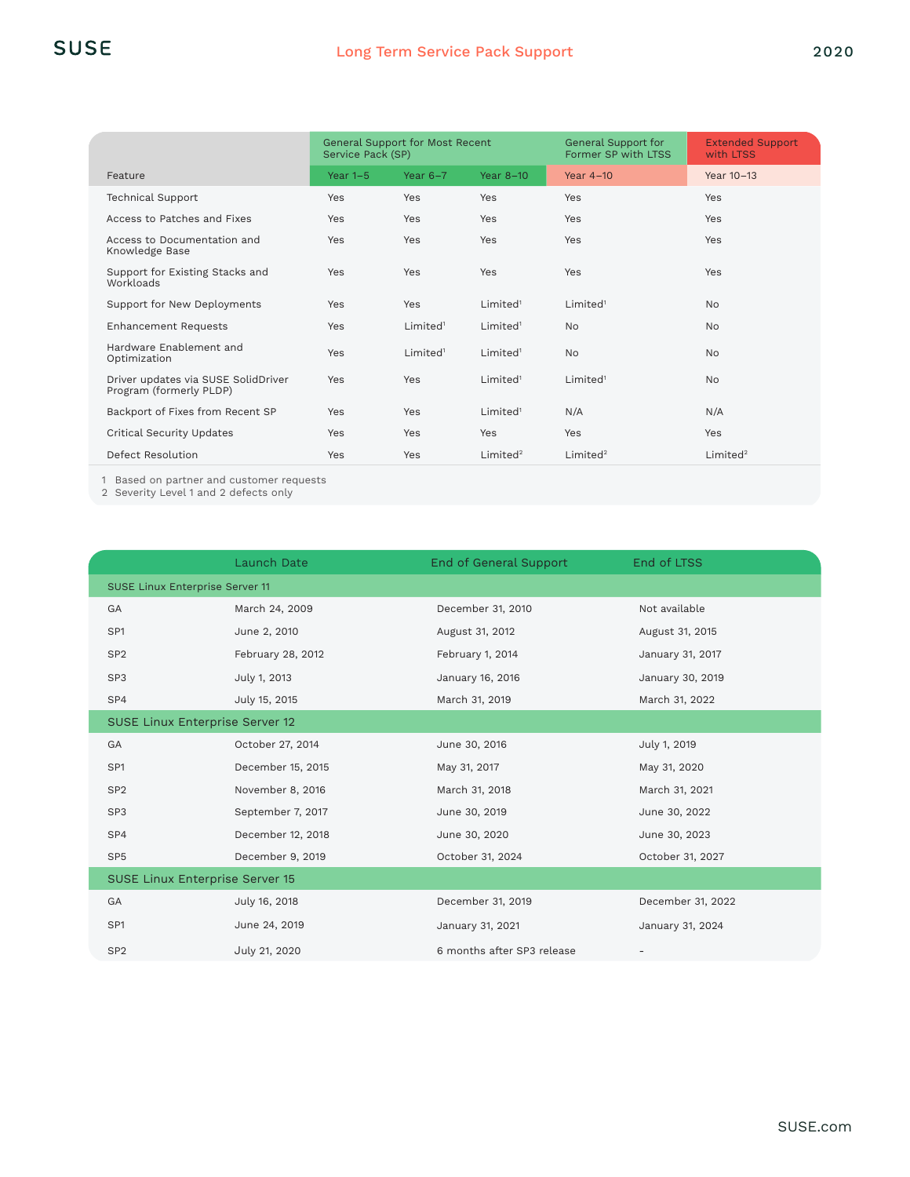| Feature | General Support for Most Recent Service Pack (SP) | | | General Support for Former SP with LTSS | Extended Support with LTSS |
|---|---|---|---|---|---|
| | Year 1–5 | Year 6–7 | Year 8–10 | Year 4–10 | Year 10–13 |
| Technical Support | Yes | Yes | Yes | Yes | Yes |
| Access to Patches and Fixes | Yes | Yes | Yes | Yes | Yes |
| Access to Documentation and Knowledge Base | Yes | Yes | Yes | Yes | Yes |
| Support for Existing Stacks and Workloads | Yes | Yes | Yes | Yes | Yes |
| Support for New Deployments | Yes | Yes | Limited[1] | Limited[1] | No |
| Enhancement Requests | Yes | Limited[1] | Limited[1] | No | No |
| Hardware Enablement and Optimization | Yes | Limited[1] | Limited[1] | No | No |
| Driver updates via SUSE SolidDriver Program (formerly PLDP) | Yes | Yes | Limited[1] | Limited[1] | No |
| Backport of Fixes from Recent SP | Yes | Yes | Limited[1] | N/A | N/A |
| Critical Security Updates | Yes | Yes | Yes | Yes | Yes |
| Defect Resolution | Yes | Yes | Limited[2] | Limited[2] | Limited[2] |

1 Based on partner and customer requests
2 Severity Level 1 and 2 defects only

| | Launch Date | End of General Support | End of LTSS |
|---|---|---|---|
| **SUSE Linux Enterprise Server 11** | | | |
| GA | March 24, 2009 | December 31, 2010 | Not available |
| SP1 | June 2, 2010 | August 31, 2012 | August 31, 2015 |
| SP2 | February 28, 2012 | February 1, 2014 | January 31, 2017 |
| SP3 | July 1, 2013 | January 16, 2016 | January 30, 2019 |
| SP4 | July 15, 2015 | March 31, 2019 | March 31, 2022 |
| **SUSE Linux Enterprise Server 12** | | | |
| GA | October 27, 2014 | June 30, 2016 | July 1, 2019 |
| SP1 | December 15, 2015 | May 31, 2017 | May 31, 2020 |
| SP2 | November 8, 2016 | March 31, 2018 | March 31, 2021 |
| SP3 | September 7, 2017 | June 30, 2019 | June 30, 2022 |
| SP4 | December 12, 2018 | June 30, 2020 | June 30, 2023 |
| SP5 | December 9, 2019 | October 31, 2024 | October 31, 2027 |
| **SUSE Linux Enterprise Server 15** | | | |
| GA | July 16, 2018 | December 31, 2019 | December 31, 2022 |
| SP1 | June 24, 2019 | January 31, 2021 | January 31, 2024 |
| SP2 | July 21, 2020 | 6 months after SP3 release | - |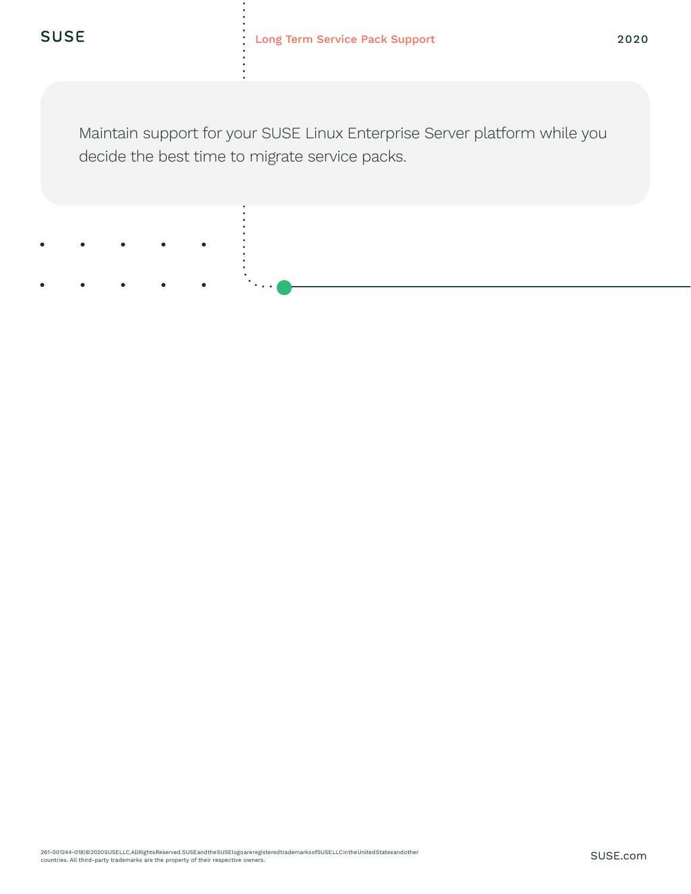Maintain support for your SUSE Linux Enterprise Server platform while you decide the best time to migrate service packs.

261-001244-018 | © 2020 SUSE LLC. All Rights Reserved. SUSE and the SUSE logo are registered trademarks of SUSE LLC in the United States and other countries. All third-party trademarks are the property of their respective owners.

SUSE.com